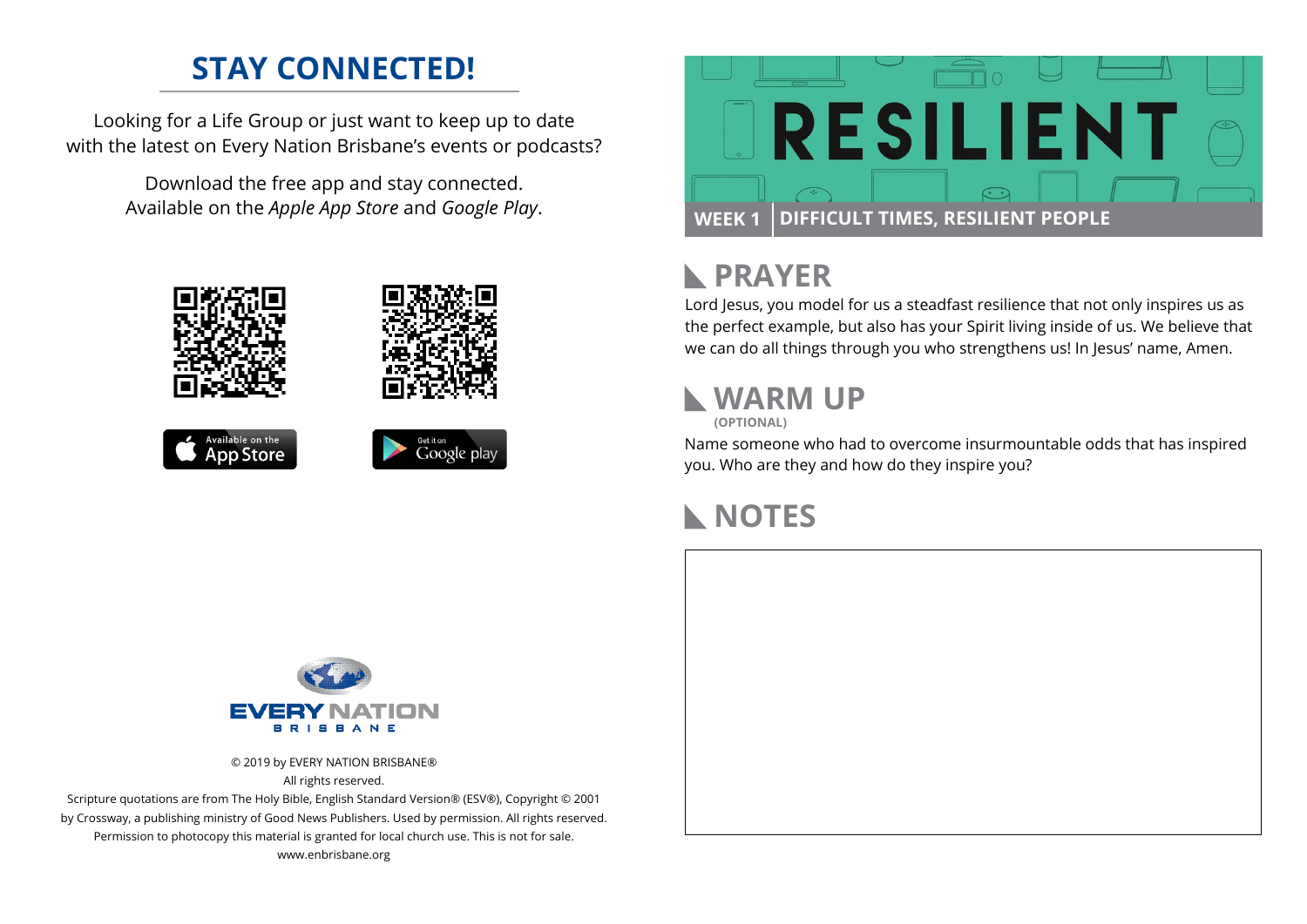## STAY CONNECTED!

Looking for a Life Group or just want to keep up to date with the latest on Every Nation Brisbane's events or podcasts?

Download the free app and stay connected. Available on the *Apple App Store* and *Google Play*.

Available on the App Store

Get it on Google play

EVERY NATION BRISBANE

© 2019 by EVERY NATION BRISBANE®
All rights reserved.
Scripture quotations are from The Holy Bible, English Standard Version® (ESV®), Copyright © 2001 by Crossway, a publishing ministry of Good News Publishers. Used by permission. All rights reserved.
Permission to photocopy this material is granted for local church use. This is not for sale.
www.enbrisbane.org

# RESILIENT

**WEEK 1** | **DIFFICULT TIMES, RESILIENT PEOPLE**

## PRAYER

Lord Jesus, you model for us a steadfast resilience that not only inspires us as the perfect example, but also has your Spirit living inside of us. We believe that we can do all things through you who strengthens us! In Jesus' name, Amen.

## WARM UP

**(OPTIONAL)**

Name someone who had to overcome insurmountable odds that has inspired you. Who are they and how do they inspire you?

## NOTES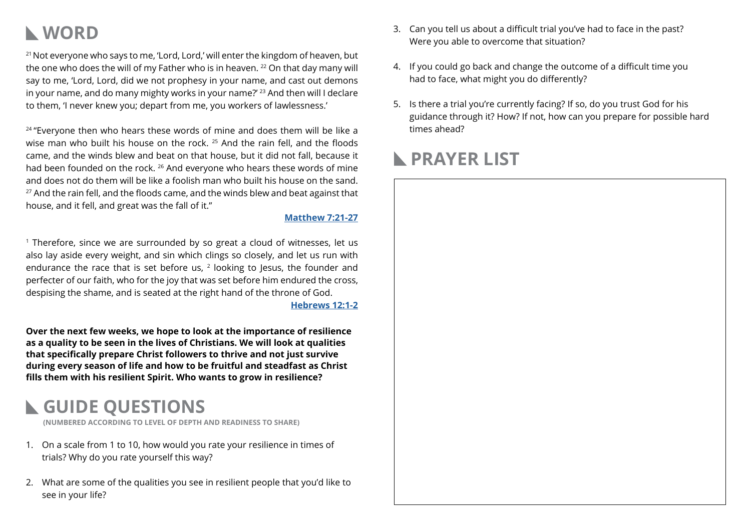## WORD

[21] Not everyone who says to me, 'Lord, Lord,' will enter the kingdom of heaven, but the one who does the will of my Father who is in heaven. [22] On that day many will say to me, 'Lord, Lord, did we not prophesy in your name, and cast out demons in your name, and do many mighty works in your name?' [23] And then will I declare to them, 'I never knew you; depart from me, you workers of lawlessness.'

[24] "Everyone then who hears these words of mine and does them will be like a wise man who built his house on the rock. [25] And the rain fell, and the floods came, and the winds blew and beat on that house, but it did not fall, because it had been founded on the rock. [26] And everyone who hears these words of mine and does not do them will be like a foolish man who built his house on the sand. [27] And the rain fell, and the floods came, and the winds blew and beat against that house, and it fell, and great was the fall of it."

**Matthew 7:21-27**

[1] Therefore, since we are surrounded by so great a cloud of witnesses, let us also lay aside every weight, and sin which clings so closely, and let us run with endurance the race that is set before us, [2] looking to Jesus, the founder and perfecter of our faith, who for the joy that was set before him endured the cross, despising the shame, and is seated at the right hand of the throne of God.

**Hebrews 12:1-2**

**Over the next few weeks, we hope to look at the importance of resilience as a quality to be seen in the lives of Christians. We will look at qualities that specifically prepare Christ followers to thrive and not just survive during every season of life and how to be fruitful and steadfast as Christ fills them with his resilient Spirit. Who wants to grow in resilience?**

## GUIDE QUESTIONS

**(NUMBERED ACCORDING TO LEVEL OF DEPTH AND READINESS TO SHARE)**

1. On a scale from 1 to 10, how would you rate your resilience in times of trials? Why do you rate yourself this way?
2. What are some of the qualities you see in resilient people that you'd like to see in your life?
3. Can you tell us about a difficult trial you've had to face in the past? Were you able to overcome that situation?
4. If you could go back and change the outcome of a difficult time you had to face, what might you do differently?
5. Is there a trial you're currently facing? If so, do you trust God for his guidance through it? How? If not, how can you prepare for possible hard times ahead?

## PRAYER LIST